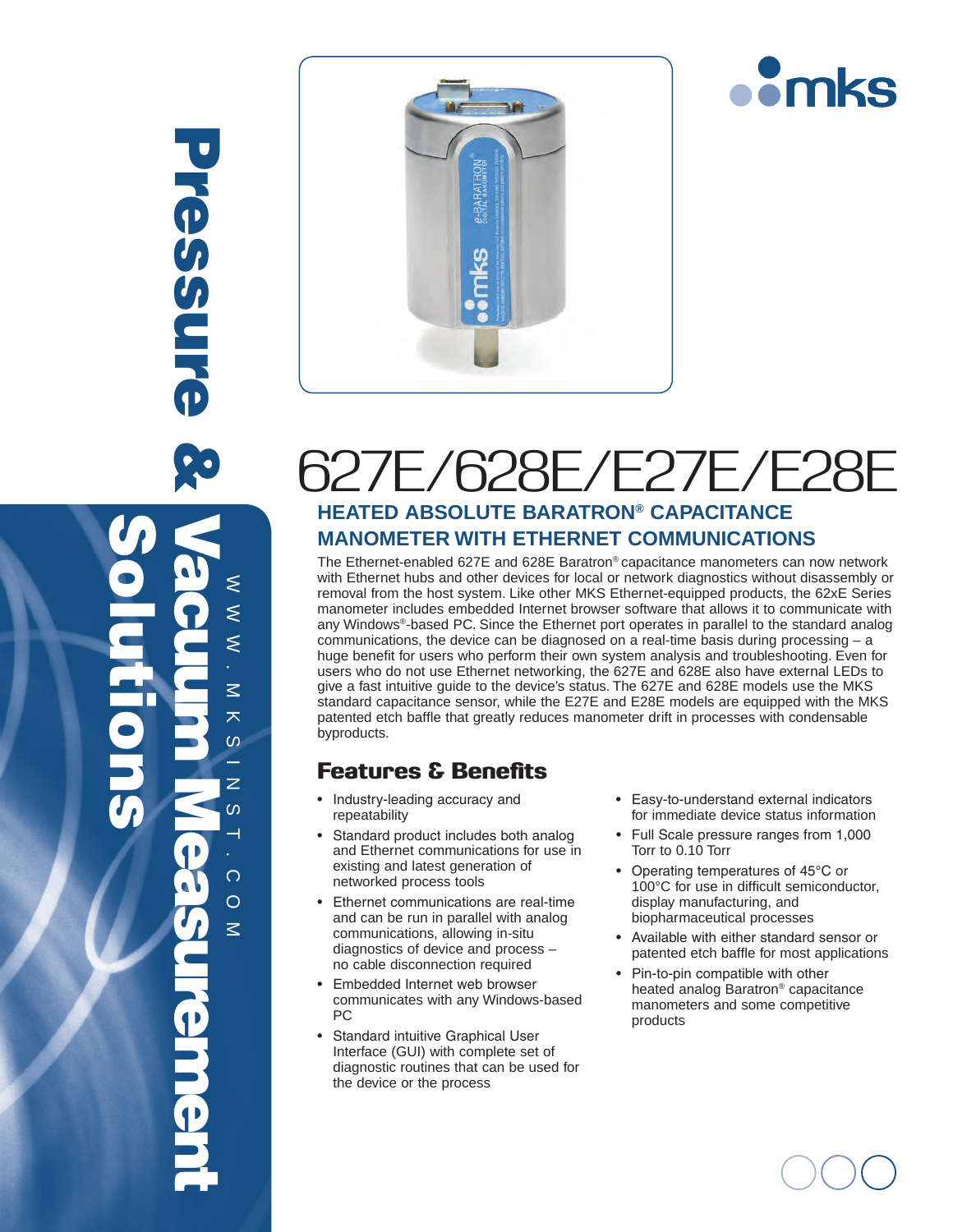# 627E/628E/E27E/E28E

## HEATED ABSOLUTE BARATRON® CAPACITANCE MANOMETER WITH ETHERNET COMMUNICATIONS

The Ethernet-enabled 627E and 628E Baratron® capacitance manometers can now network with Ethernet hubs and other devices for local or network diagnostics without disassembly or removal from the host system. Like other MKS Ethernet-equipped products, the 62xE Series manometer includes embedded Internet browser software that allows it to communicate with any Windows®-based PC. Since the Ethernet port operates in parallel to the standard analog communications, the device can be diagnosed on a real-time basis during processing – a huge benefit for users who perform their own system analysis and troubleshooting. Even for users who do not use Ethernet networking, the 627E and 628E also have external LEDs to give a fast intuitive guide to the device's status. The 627E and 628E models use the MKS standard capacitance sensor, while the E27E and E28E models are equipped with the MKS patented etch baffle that greatly reduces manometer drift in processes with condensable byproducts.

## Features & Benefits

- Industry-leading accuracy and repeatability
- Standard product includes both analog and Ethernet communications for use in existing and latest generation of networked process tools
- Ethernet communications are real-time and can be run in parallel with analog communications, allowing in-situ diagnostics of device and process – no cable disconnection required
- Embedded Internet web browser communicates with any Windows-based PC
- Standard intuitive Graphical User Interface (GUI) with complete set of diagnostic routines that can be used for the device or the process
- Easy-to-understand external indicators for immediate device status information
- Full Scale pressure ranges from 1,000 Torr to 0.10 Torr
- Operating temperatures of 45°C or 100°C for use in difficult semiconductor, display manufacturing, and biopharmaceutical processes
- Available with either standard sensor or patented etch baffle for most applications
- Pin-to-pin compatible with other heated analog Baratron® capacitance manometers and some competitive products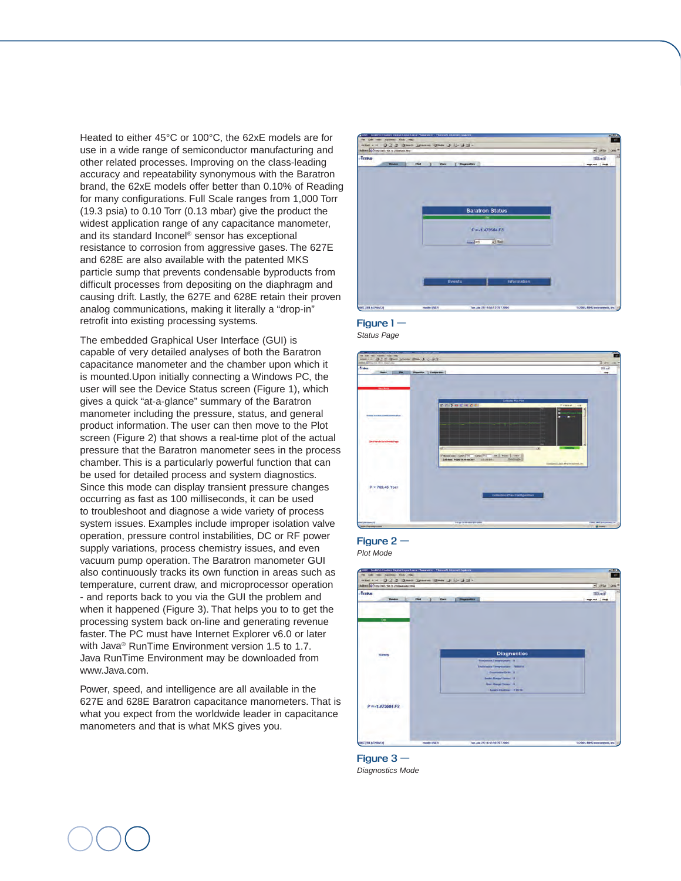Heated to either 45°C or 100°C, the 62xE models are for use in a wide range of semiconductor manufacturing and other related processes. Improving on the class-leading accuracy and repeatability synonymous with the Baratron brand, the 62xE models offer better than 0.10% of Reading for many configurations. Full Scale ranges from 1,000 Torr (19.3 psia) to 0.10 Torr (0.13 mbar) give the product the widest application range of any capacitance manometer, and its standard Inconel® sensor has exceptional resistance to corrosion from aggressive gases. The 627E and 628E are also available with the patented MKS particle sump that prevents condensable byproducts from difficult processes from depositing on the diaphragm and causing drift. Lastly, the 627E and 628E retain their proven analog communications, making it literally a "drop-in" retrofit into existing processing systems.

The embedded Graphical User Interface (GUI) is capable of very detailed analyses of both the Baratron capacitance manometer and the chamber upon which it is mounted.Upon initially connecting a Windows PC, the user will see the Device Status screen (Figure 1), which gives a quick "at-a-glance" summary of the Baratron manometer including the pressure, status, and general product information. The user can then move to the Plot screen (Figure 2) that shows a real-time plot of the actual pressure that the Baratron manometer sees in the process chamber. This is a particularly powerful function that can be used for detailed process and system diagnostics. Since this mode can display transient pressure changes occurring as fast as 100 milliseconds, it can be used to troubleshoot and diagnose a wide variety of process system issues. Examples include improper isolation valve operation, pressure control instabilities, DC or RF power supply variations, process chemistry issues, and even vacuum pump operation. The Baratron manometer GUI also continuously tracks its own function in areas such as temperature, current draw, and microprocessor operation - and reports back to you via the GUI the problem and when it happened (Figure 3). That helps you to to get the processing system back on-line and generating revenue faster. The PC must have Internet Explorer v6.0 or later with Java® RunTime Environment version 1.5 to 1.7. Java RunTime Environment may be downloaded from www.Java.com.

Power, speed, and intelligence are all available in the 627E and 628E Baratron capacitance manometers. That is what you expect from the worldwide leader in capacitance manometers and that is what MKS gives you.

**Figure 1 —**
*Status Page*

**Figure 2 —**
*Plot Mode*

**Figure 3 —**
*Diagnostics Mode*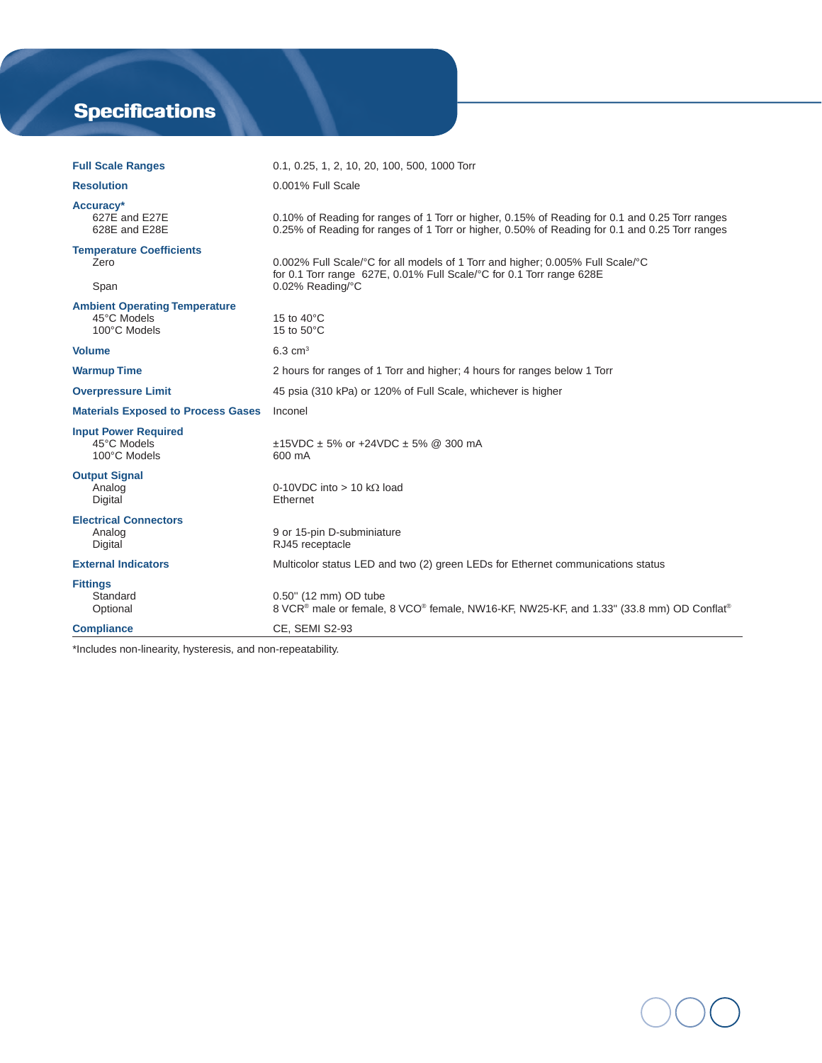# Specifications

| | |
|---|---|
| **Full Scale Ranges** | 0.1, 0.25, 1, 2, 10, 20, 100, 500, 1000 Torr |
| **Resolution** | 0.001% Full Scale |
| **Accuracy*** | |
| 627E and E27E | 0.10% of Reading for ranges of 1 Torr or higher, 0.15% of Reading for 0.1 and 0.25 Torr ranges |
| 628E and E28E | 0.25% of Reading for ranges of 1 Torr or higher, 0.50% of Reading for 0.1 and 0.25 Torr ranges |
| **Temperature Coefficients** | |
| Zero | 0.002% Full Scale/°C for all models of 1 Torr and higher; 0.005% Full Scale/°C for 0.1 Torr range 627E, 0.01% Full Scale/°C for 0.1 Torr range 628E |
| Span | 0.02% Reading/°C |
| **Ambient Operating Temperature** | |
| 45°C Models | 15 to 40°C |
| 100°C Models | 15 to 50°C |
| **Volume** | 6.3 $cm^3$ |
| **Warmup Time** | 2 hours for ranges of 1 Torr and higher; 4 hours for ranges below 1 Torr |
| **Overpressure Limit** | 45 psia (310 kPa) or 120% of Full Scale, whichever is higher |
| **Materials Exposed to Process Gases** | Inconel |
| **Input Power Required** | |
| 45°C Models | ±15VDC ± 5% or +24VDC ± 5% @ 300 mA |
| 100°C Models | 600 mA |
| **Output Signal** | |
| Analog | 0-10VDC into > 10 kΩ load |
| Digital | Ethernet |
| **Electrical Connectors** | |
| Analog | 9 or 15-pin D-subminiature |
| Digital | RJ45 receptacle |
| **External Indicators** | Multicolor status LED and two (2) green LEDs for Ethernet communications status |
| **Fittings** | |
| Standard | 0.50" (12 mm) OD tube |
| Optional | 8 VCR® male or female, 8 VCO® female, NW16-KF, NW25-KF, and 1.33" (33.8 mm) OD Conflat® |
| **Compliance** | CE, SEMI S2-93 |

*Includes non-linearity, hysteresis, and non-repeatability.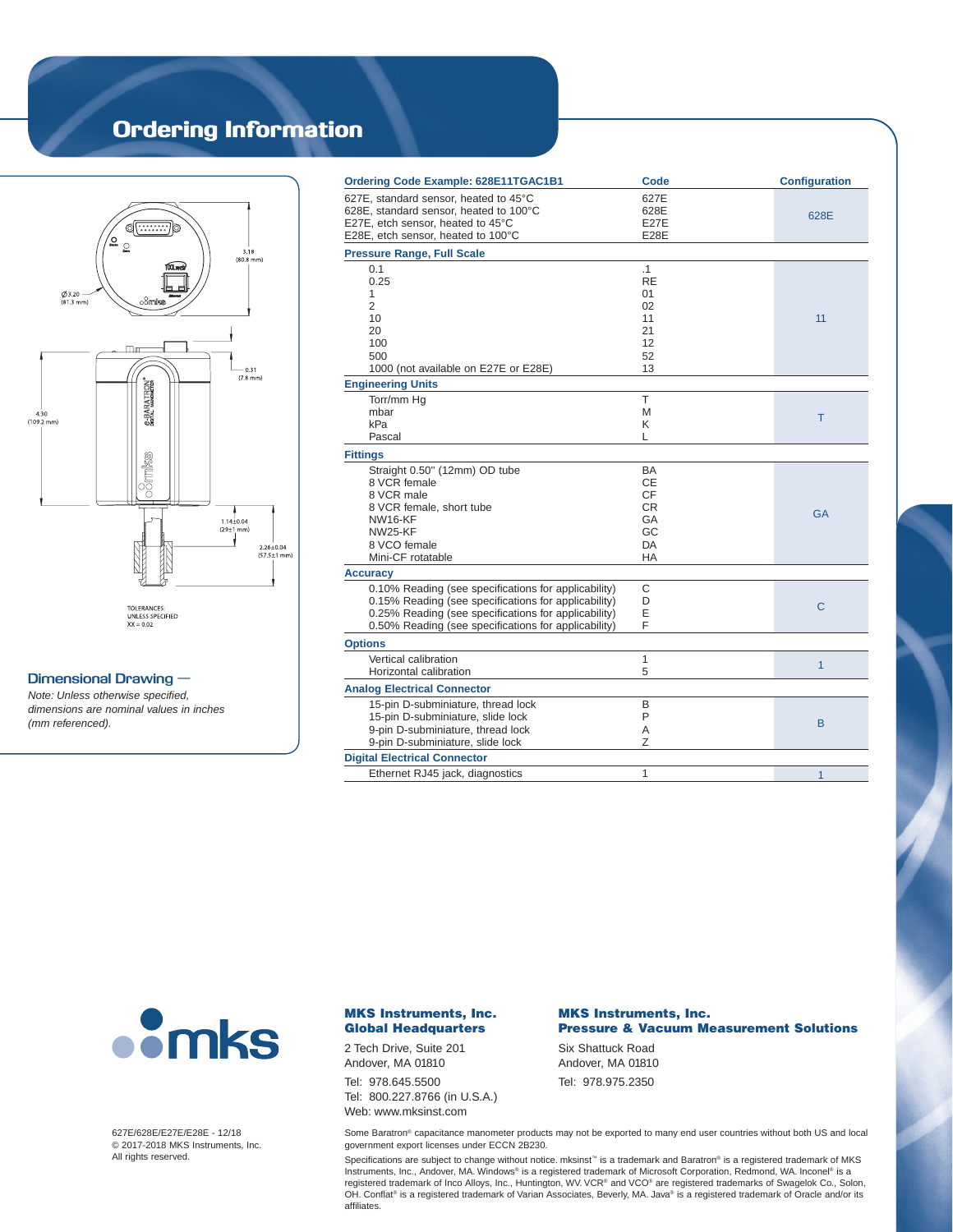# Ordering Information

3.18 (80.8 mm)

Ø3.20 (81.3 mm)

0.31 (7.8 mm)

4.30 (109.2 mm)

1.14±0.04 (29±1 mm)

2.26±0.04 (57.5±1 mm)

TOLERANCES: UNLESS SPECIFIED XX = 0.02

**Dimensional Drawing —**

*Note: Unless otherwise specified, dimensions are nominal values in inches (mm referenced).*

| Ordering Code Example: 628E11TGAC1B1 | Code | Configuration |
|---|---|---|
| 627E, standard sensor, heated to 45°C | 627E | 628E |
| 628E, standard sensor, heated to 100°C | 628E | |
| E27E, etch sensor, heated to 45°C | E27E | |
| E28E, etch sensor, heated to 100°C | E28E | |
| **Pressure Range, Full Scale** | | |
| 0.1 | .1 | 11 |
| 0.25 | RE | |
| 1 | 01 | |
| 2 | 02 | |
| 10 | 11 | |
| 20 | 21 | |
| 100 | 12 | |
| 500 | 52 | |
| 1000 (not available on E27E or E28E) | 13 | |
| **Engineering Units** | | |
| Torr/mm Hg | T | T |
| mbar | M | |
| kPa | K | |
| Pascal | L | |
| **Fittings** | | |
| Straight 0.50" (12mm) OD tube | BA | GA |
| 8 VCR female | CE | |
| 8 VCR male | CF | |
| 8 VCR female, short tube | CR | |
| NW16-KF | GA | |
| NW25-KF | GC | |
| 8 VCO female | DA | |
| Mini-CF rotatable | HA | |
| **Accuracy** | | |
| 0.10% Reading (see specifications for applicability) | C | C |
| 0.15% Reading (see specifications for applicability) | D | |
| 0.25% Reading (see specifications for applicability) | E | |
| 0.50% Reading (see specifications for applicability) | F | |
| **Options** | | |
| Vertical calibration | 1 | 1 |
| Horizontal calibration | 5 | |
| **Analog Electrical Connector** | | |
| 15-pin D-subminiature, thread lock | B | B |
| 15-pin D-subminiature, slide lock | P | |
| 9-pin D-subminiature, thread lock | A | |
| 9-pin D-subminiature, slide lock | Z | |
| **Digital Electrical Connector** | | |
| Ethernet RJ45 jack, diagnostics | 1 | 1 |

**MKS Instruments, Inc.**
**Global Headquarters**

2 Tech Drive, Suite 201
Andover, MA 01810

Tel: 978.645.5500
Tel: 800.227.8766 (in U.S.A.)
Web: www.mksinst.com

**MKS Instruments, Inc.**
**Pressure & Vacuum Measurement Solutions**

Six Shattuck Road
Andover, MA 01810

Tel: 978.975.2350

627E/628E/E27E/E28E - 12/18
© 2017-2018 MKS Instruments, Inc.
All rights reserved.

Some Baratron® capacitance manometer products may not be exported to many end user countries without both US and local government export licenses under ECCN 2B230.

Specifications are subject to change without notice. mksinst™ is a trademark and Baratron® is a registered trademark of MKS Instruments, Inc., Andover, MA. Windows® is a registered trademark of Microsoft Corporation, Redmond, WA. Inconel® is a registered trademark of Inco Alloys, Inc., Huntington, WV. VCR® and VCO® are registered trademarks of Swagelok Co., Solon, OH. Conflat® is a registered trademark of Varian Associates, Beverly, MA. Java® is a registered trademark of Oracle and/or its affiliates.